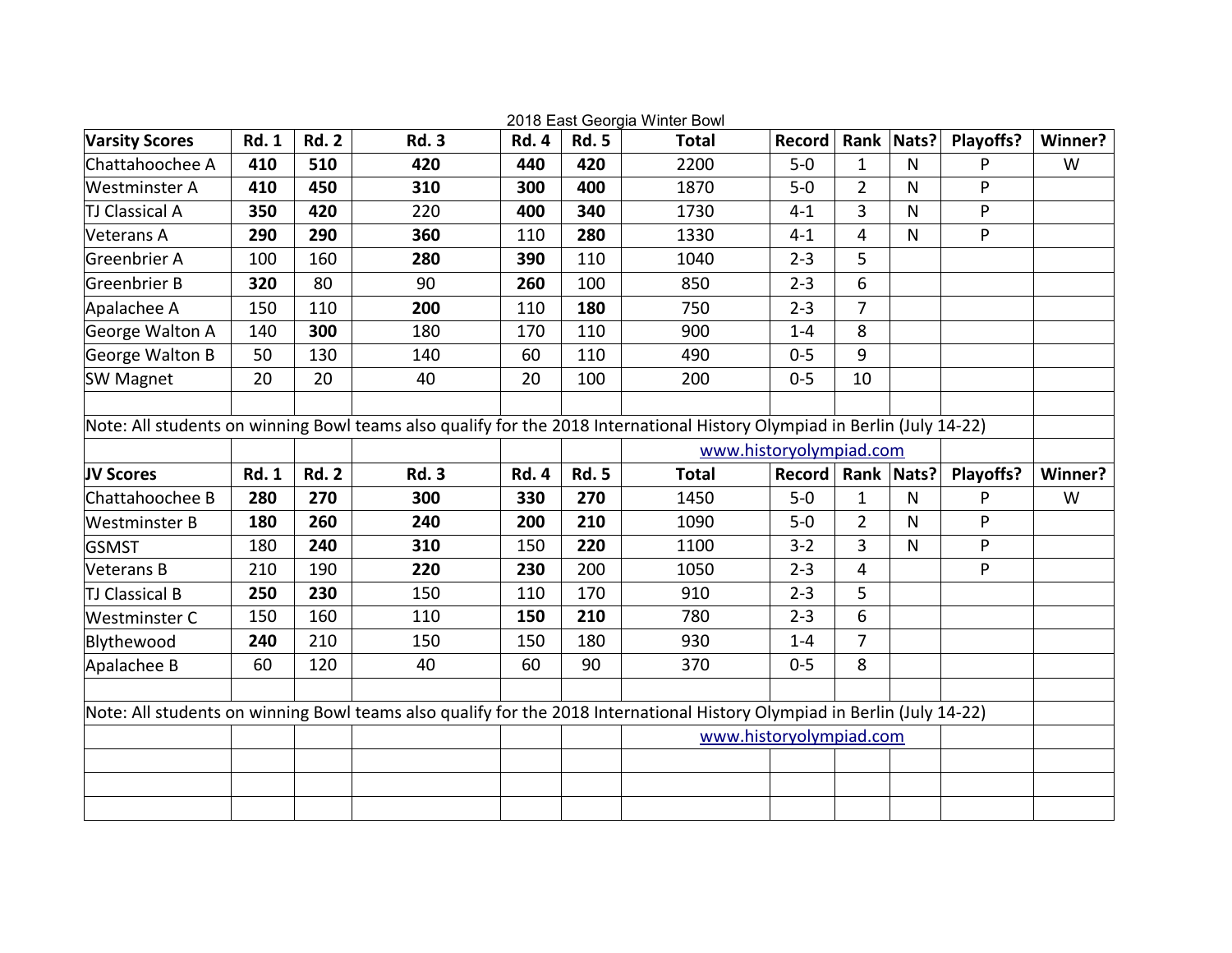2018 East Georgia Winter Bowl

| Varsity Scores | Rd. 1 | Rd. 2 | Rd. 3 | Rd. 4 | Rd. 5 | Total | Record | Rank | Nats? | Playoffs? | Winner? |
|---|---|---|---|---|---|---|---|---|---|---|---|
| Chattahoochee A | **410** | **510** | **420** | **440** | **420** | 2200 | 5-0 | 1 | N | P | W |
| Westminster A | **410** | **450** | **310** | **300** | **400** | 1870 | 5-0 | 2 | N | P | |
| TJ Classical A | **350** | **420** | 220 | **400** | **340** | 1730 | 4-1 | 3 | N | P | |
| Veterans A | **290** | **290** | **360** | 110 | **280** | 1330 | 4-1 | 4 | N | P | |
| Greenbrier A | 100 | 160 | **280** | **390** | 110 | 1040 | 2-3 | 5 | | | |
| Greenbrier B | **320** | 80 | 90 | **260** | 100 | 850 | 2-3 | 6 | | | |
| Apalachee A | 150 | 110 | **200** | 110 | **180** | 750 | 2-3 | 7 | | | |
| George Walton A | 140 | **300** | 180 | 170 | 110 | 900 | 1-4 | 8 | | | |
| George Walton B | 50 | 130 | 140 | 60 | 110 | 490 | 0-5 | 9 | | | |
| SW Magnet | 20 | 20 | 40 | 20 | 100 | 200 | 0-5 | 10 | | | |

Note: All students on winning Bowl teams also qualify for the 2018 International History Olympiad in Berlin (July 14-22)

www.historyolympiad.com

| JV Scores | Rd. 1 | Rd. 2 | Rd. 3 | Rd. 4 | Rd. 5 | Total | Record | Rank | Nats? | Playoffs? | Winner? |
|---|---|---|---|---|---|---|---|---|---|---|---|
| Chattahoochee B | **280** | **270** | **300** | **330** | **270** | 1450 | 5-0 | 1 | N | P | W |
| Westminster B | **180** | **260** | **240** | **200** | **210** | 1090 | 5-0 | 2 | N | P | |
| GSMST | 180 | **240** | **310** | 150 | **220** | 1100 | 3-2 | 3 | N | P | |
| Veterans B | 210 | 190 | **220** | **230** | 200 | 1050 | 2-3 | 4 | | P | |
| TJ Classical B | **250** | **230** | 150 | 110 | 170 | 910 | 2-3 | 5 | | | |
| Westminster C | 150 | 160 | 110 | **150** | **210** | 780 | 2-3 | 6 | | | |
| Blythewood | **240** | 210 | 150 | 150 | 180 | 930 | 1-4 | 7 | | | |
| Apalachee B | 60 | 120 | 40 | 60 | 90 | 370 | 0-5 | 8 | | | |

Note: All students on winning Bowl teams also qualify for the 2018 International History Olympiad in Berlin (July 14-22)

www.historyolympiad.com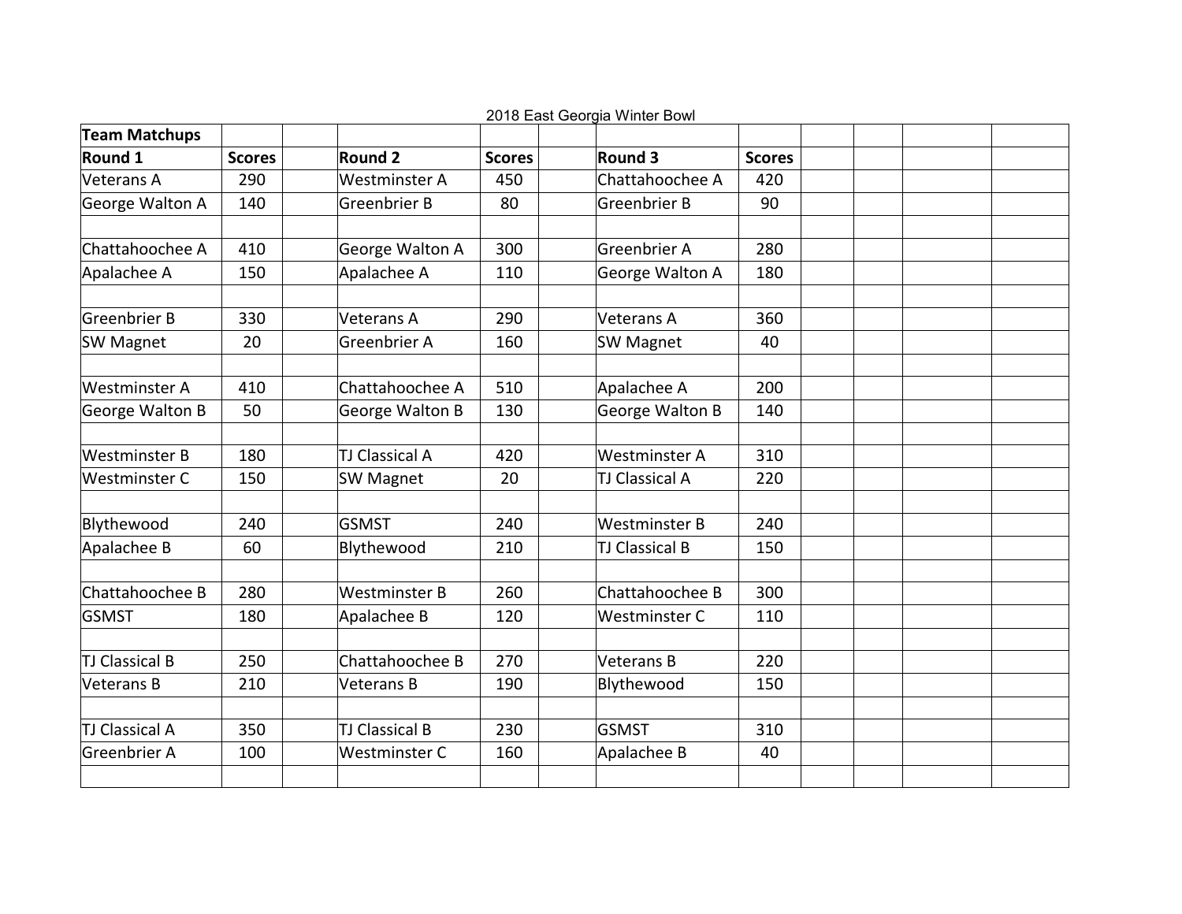2018 East Georgia Winter Bowl

| Team Matchups | | | | | | | |
|---|---|---|---|---|---|---|---|
| **Round 1** | **Scores** | | **Round 2** | **Scores** | | **Round 3** | **Scores** |
| Veterans A | 290 | | Westminster A | 450 | | Chattahoochee A | 420 |
| George Walton A | 140 | | Greenbrier B | 80 | | Greenbrier B | 90 |
| | | | | | | | |
| Chattahoochee A | 410 | | George Walton A | 300 | | Greenbrier A | 280 |
| Apalachee A | 150 | | Apalachee A | 110 | | George Walton A | 180 |
| | | | | | | | |
| Greenbrier B | 330 | | Veterans A | 290 | | Veterans A | 360 |
| SW Magnet | 20 | | Greenbrier A | 160 | | SW Magnet | 40 |
| | | | | | | | |
| Westminster A | 410 | | Chattahoochee A | 510 | | Apalachee A | 200 |
| George Walton B | 50 | | George Walton B | 130 | | George Walton B | 140 |
| | | | | | | | |
| Westminster B | 180 | | TJ Classical A | 420 | | Westminster A | 310 |
| Westminster C | 150 | | SW Magnet | 20 | | TJ Classical A | 220 |
| | | | | | | | |
| Blythewood | 240 | | GSMST | 240 | | Westminster B | 240 |
| Apalachee B | 60 | | Blythewood | 210 | | TJ Classical B | 150 |
| | | | | | | | |
| Chattahoochee B | 280 | | Westminster B | 260 | | Chattahoochee B | 300 |
| GSMST | 180 | | Apalachee B | 120 | | Westminster C | 110 |
| | | | | | | | |
| TJ Classical B | 250 | | Chattahoochee B | 270 | | Veterans B | 220 |
| Veterans B | 210 | | Veterans B | 190 | | Blythewood | 150 |
| | | | | | | | |
| TJ Classical A | 350 | | TJ Classical B | 230 | | GSMST | 310 |
| Greenbrier A | 100 | | Westminster C | 160 | | Apalachee B | 40 |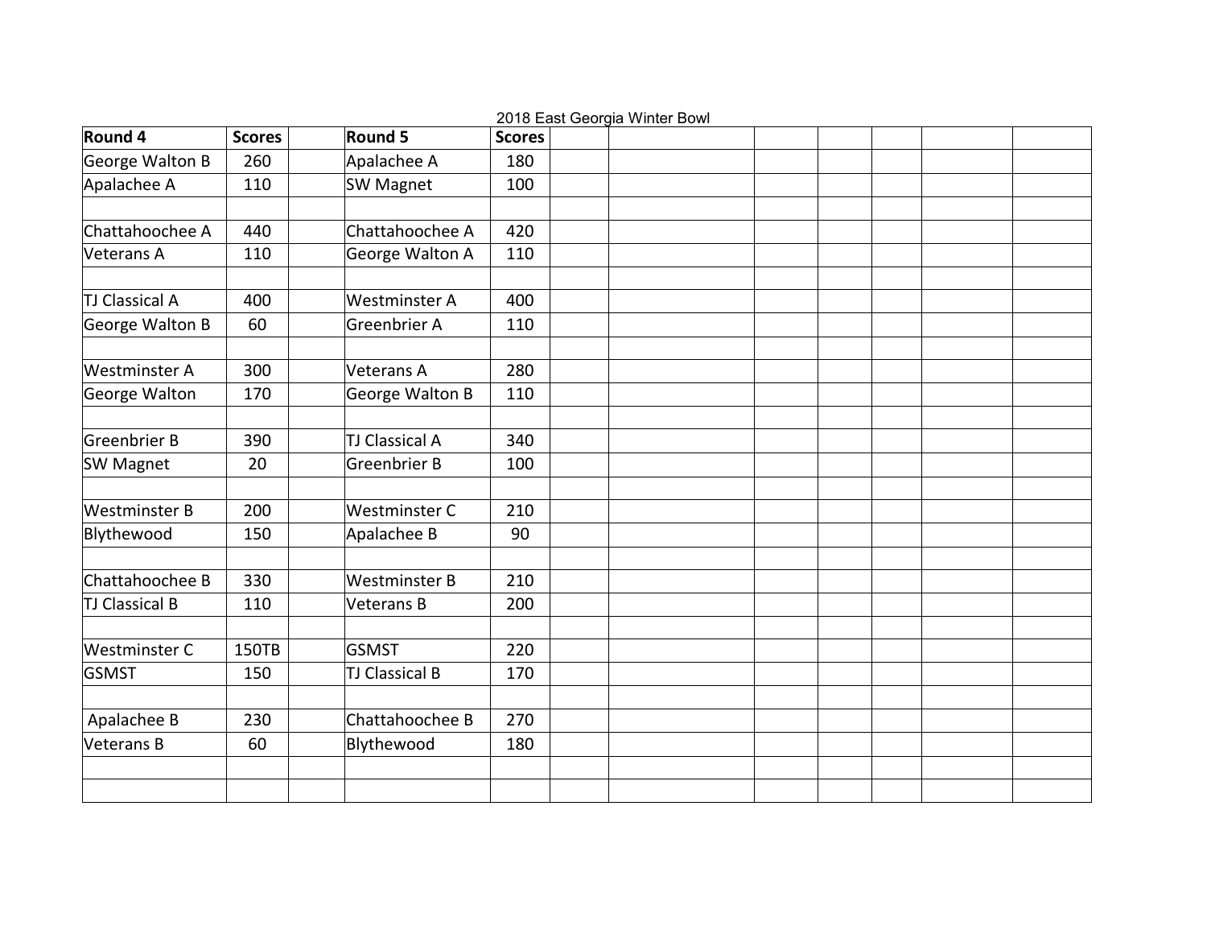2018 East Georgia Winter Bowl

| Round 4 | Scores | | Round 5 | Scores |
|---|---|---|---|---|
| George Walton B | 260 | | Apalachee A | 180 |
| Apalachee A | 110 | | SW Magnet | 100 |
| | | | | |
| Chattahoochee A | 440 | | Chattahoochee A | 420 |
| Veterans A | 110 | | George Walton A | 110 |
| | | | | |
| TJ Classical A | 400 | | Westminster A | 400 |
| George Walton B | 60 | | Greenbrier A | 110 |
| | | | | |
| Westminster A | 300 | | Veterans A | 280 |
| George Walton | 170 | | George Walton B | 110 |
| | | | | |
| Greenbrier B | 390 | | TJ Classical A | 340 |
| SW Magnet | 20 | | Greenbrier B | 100 |
| | | | | |
| Westminster B | 200 | | Westminster C | 210 |
| Blythewood | 150 | | Apalachee B | 90 |
| | | | | |
| Chattahoochee B | 330 | | Westminster B | 210 |
| TJ Classical B | 110 | | Veterans B | 200 |
| | | | | |
| Westminster C | 150TB | | GSMST | 220 |
| GSMST | 150 | | TJ Classical B | 170 |
| | | | | |
| Apalachee B | 230 | | Chattahoochee B | 270 |
| Veterans B | 60 | | Blythewood | 180 |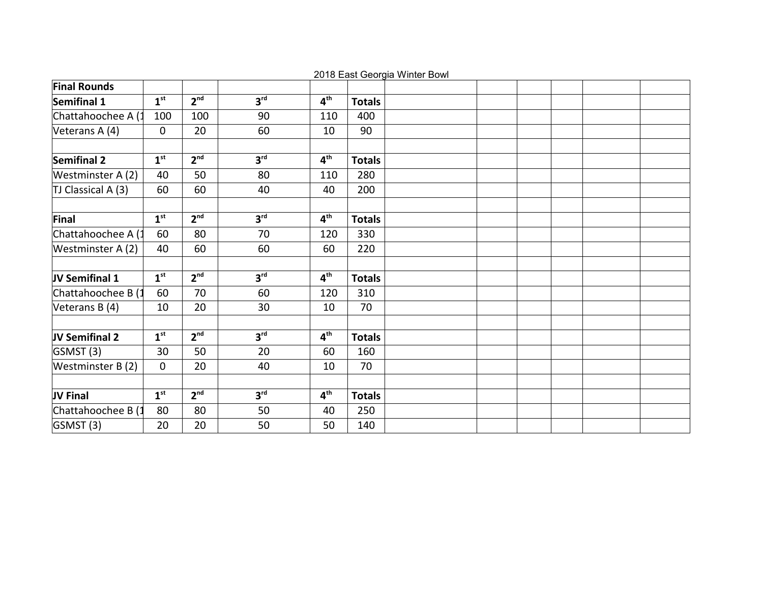2018 East Georgia Winter Bowl

| Final Rounds | | | | | |
|---|---|---|---|---|---|
| **Semifinal 1** | **1st** | **2nd** | **3rd** | **4th** | **Totals** |
| Chattahoochee A (1 | 100 | 100 | 90 | 110 | 400 |
| Veterans A (4) | 0 | 20 | 60 | 10 | 90 |
| | | | | | |
| **Semifinal 2** | **1st** | **2nd** | **3rd** | **4th** | **Totals** |
| Westminster A (2) | 40 | 50 | 80 | 110 | 280 |
| TJ Classical A (3) | 60 | 60 | 40 | 40 | 200 |
| | | | | | |
| **Final** | **1st** | **2nd** | **3rd** | **4th** | **Totals** |
| Chattahoochee A (1 | 60 | 80 | 70 | 120 | 330 |
| Westminster A (2) | 40 | 60 | 60 | 60 | 220 |
| | | | | | |
| **JV Semifinal 1** | **1st** | **2nd** | **3rd** | **4th** | **Totals** |
| Chattahoochee B (1 | 60 | 70 | 60 | 120 | 310 |
| Veterans B (4) | 10 | 20 | 30 | 10 | 70 |
| | | | | | |
| **JV Semifinal 2** | **1st** | **2nd** | **3rd** | **4th** | **Totals** |
| GSMST (3) | 30 | 50 | 20 | 60 | 160 |
| Westminster B (2) | 0 | 20 | 40 | 10 | 70 |
| | | | | | |
| **JV Final** | **1st** | **2nd** | **3rd** | **4th** | **Totals** |
| Chattahoochee B (1 | 80 | 80 | 50 | 40 | 250 |
| GSMST (3) | 20 | 20 | 50 | 50 | 140 |